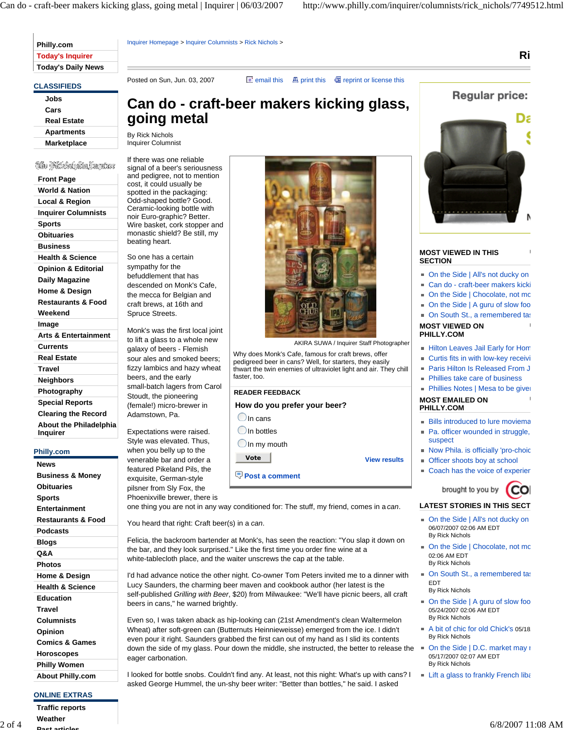# Can do - craft-beer makers kicking glass, going metal

Posted on Sun, Jun. 03, 2007

By Rick Nichols
Inquirer Columnist

If there was one reliable signal of a beer's seriousness and pedigree, not to mention cost, it could usually be spotted in the packaging: Odd-shaped bottle? Good. Ceramic-looking bottle with noir Euro-graphic? Better. Wire basket, cork stopper and monastic shield? Be still, my beating heart.

So one has a certain sympathy for the befuddlement that has descended on Monk's Cafe, the mecca for Belgian and craft brews, at 16th and Spruce Streets.

Monk's was the first local joint to lift a glass to a whole new galaxy of beers - Flemish sour ales and smoked beers; fizzy lambics and hazy wheat beers, and the early small-batch lagers from Carol Stoudt, the pioneering (female!) micro-brewer in Adamstown, Pa.

Expectations were raised. Style was elevated. Thus, when you belly up to the venerable bar and order a featured Pikeland Pils, the exquisite, German-style pilsner from Sly Fox, the Phoenixville brewer, there is one thing you are not in any way conditioned for: The stuff, my friend, comes in a *can*.

AKIRA SUWA / Inquirer Staff Photographer

Why does Monk's Cafe, famous for craft brews, offer pedigreed beer in cans? Well, for starters, they easily thwart the twin enemies of ultraviolet light and air. They chill faster, too.

You heard that right: Craft beer(s) in a *can*.

Felicia, the backroom bartender at Monk's, has seen the reaction: "You slap it down on the bar, and they look surprised." Like the first time you order fine wine at a white-tablecloth place, and the waiter unscrews the cap at the table.

I'd had advance notice the other night. Co-owner Tom Peters invited me to a dinner with Lucy Saunders, the charming beer maven and cookbook author (her latest is the self-published *Grilling with Beer*, $20) from Milwaukee: "We'll have picnic beers, all craft beers in cans," he warned brightly.

Even so, I was taken aback as hip-looking can (21st Amendment's clean Waltermelon Wheat) after soft-green can (Butternuts Heinnieweisse) emerged from the ice. I didn't even pour it right. Saunders grabbed the first can out of my hand as I slid its contents down the side of my glass. Pour down the middle, she instructed, the better to release the eager carbonation.

I looked for bottle snobs. Couldn't find any. At least, not this night: What's up with cans? I asked George Hummel, the un-shy beer writer: "Better than bottles," he said. I asked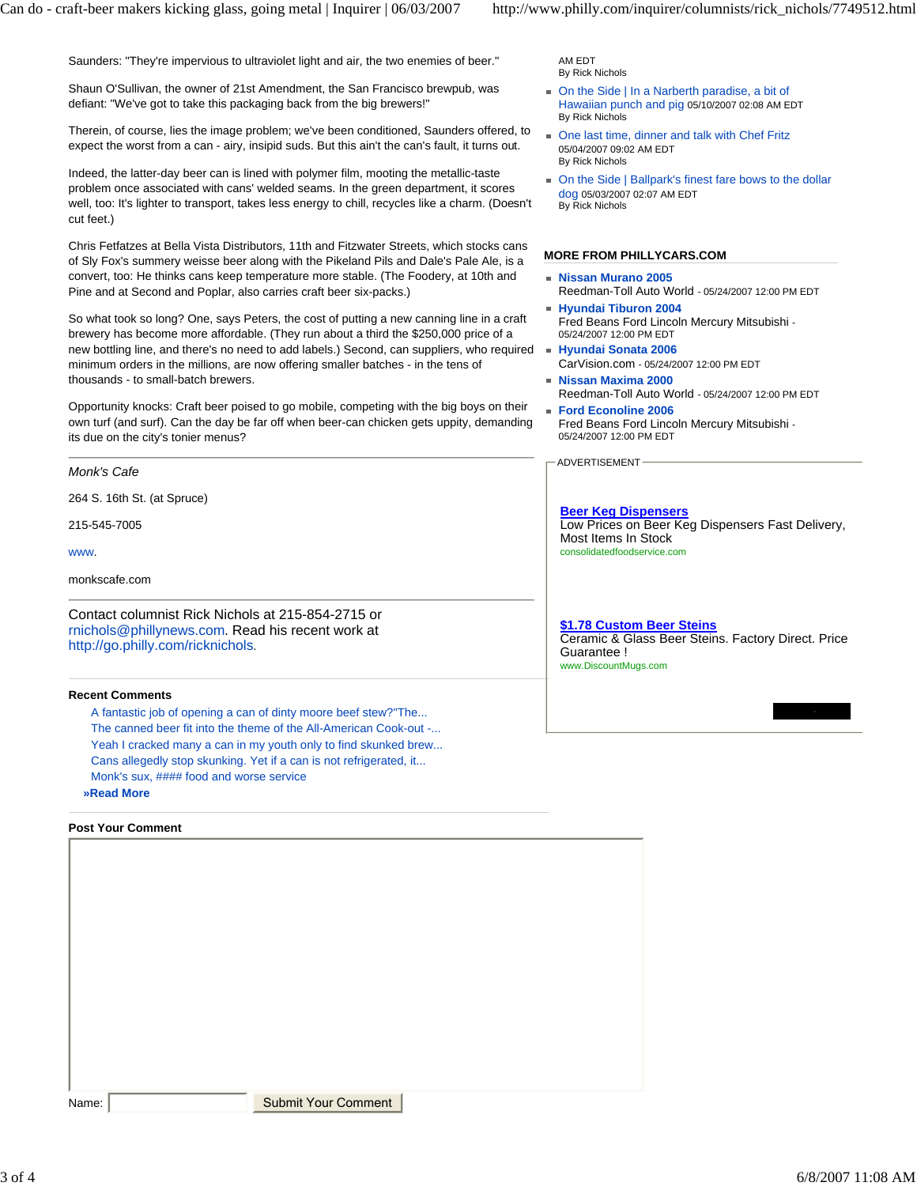Saunders: "They're impervious to ultraviolet light and air, the two enemies of beer."

Shaun O'Sullivan, the owner of 21st Amendment, the San Francisco brewpub, was defiant: "We've got to take this packaging back from the big brewers!"

Therein, of course, lies the image problem; we've been conditioned, Saunders offered, to expect the worst from a can - airy, insipid suds. But this ain't the can's fault, it turns out.

Indeed, the latter-day beer can is lined with polymer film, mooting the metallic-taste problem once associated with cans' welded seams. In the green department, it scores well, too: It's lighter to transport, takes less energy to chill, recycles like a charm. (Doesn't cut feet.)

Chris Fetfatzes at Bella Vista Distributors, 11th and Fitzwater Streets, which stocks cans of Sly Fox's summery weisse beer along with the Pikeland Pils and Dale's Pale Ale, is a convert, too: He thinks cans keep temperature more stable. (The Foodery, at 10th and Pine and at Second and Poplar, also carries craft beer six-packs.)

So what took so long? One, says Peters, the cost of putting a new canning line in a craft brewery has become more affordable. (They run about a third the $250,000 price of a new bottling line, and there's no need to add labels.) Second, can suppliers, who required minimum orders in the millions, are now offering smaller batches - in the tens of thousands - to small-batch brewers.

Opportunity knocks: Craft beer poised to go mobile, competing with the big boys on their own turf (and surf). Can the day be far off when beer-can chicken gets uppity, demanding its due on the city's tonier menus?

---

*Monk's Cafe*

264 S. 16th St. (at Spruce)

215-545-7005

www.

monkscafe.com

---

Contact columnist Rick Nichols at 215-854-2715 or rnichols@phillynews.com. Read his recent work at http://go.philly.com/ricknichols.

**Recent Comments**

- A fantastic job of opening a can of dinty moore beef stew?"The...
- The canned beer fit into the theme of the All-American Cook-out -...
- Yeah I cracked many a can in my youth only to find skunked brew...
- Cans allegedly stop skunking. Yet if a can is not refrigerated, it...
- Monk's sux, #### food and worse service

**»Read More**

**Post Your Comment**

Name: Submit Your Comment

AM EDT
By Rick Nichols

- On the Side | In a Narberth paradise, a bit of Hawaiian punch and pig 05/10/2007 02:08 AM EDT
  By Rick Nichols
- One last time, dinner and talk with Chef Fritz 05/04/2007 09:02 AM EDT
  By Rick Nichols
- On the Side | Ballpark's finest fare bows to the dollar dog 05/03/2007 02:07 AM EDT
  By Rick Nichols

**MORE FROM PHILLYCARS.COM**

- **Nissan Murano 2005**
  Reedman-Toll Auto World - 05/24/2007 12:00 PM EDT
- **Hyundai Tiburon 2004**
  Fred Beans Ford Lincoln Mercury Mitsubishi - 05/24/2007 12:00 PM EDT
- **Hyundai Sonata 2006**
  CarVision.com - 05/24/2007 12:00 PM EDT
- **Nissan Maxima 2000**
  Reedman-Toll Auto World - 05/24/2007 12:00 PM EDT
- **Ford Econoline 2006**
  Fred Beans Ford Lincoln Mercury Mitsubishi - 05/24/2007 12:00 PM EDT

ADVERTISEMENT

**Beer Keg Dispensers**
Low Prices on Beer Keg Dispensers Fast Delivery, Most Items In Stock
consolidatedfoodservice.com

**$1.78 Custom Beer Steins**
Ceramic & Glass Beer Steins. Factory Direct. Price Guarantee !
www.DiscountMugs.com